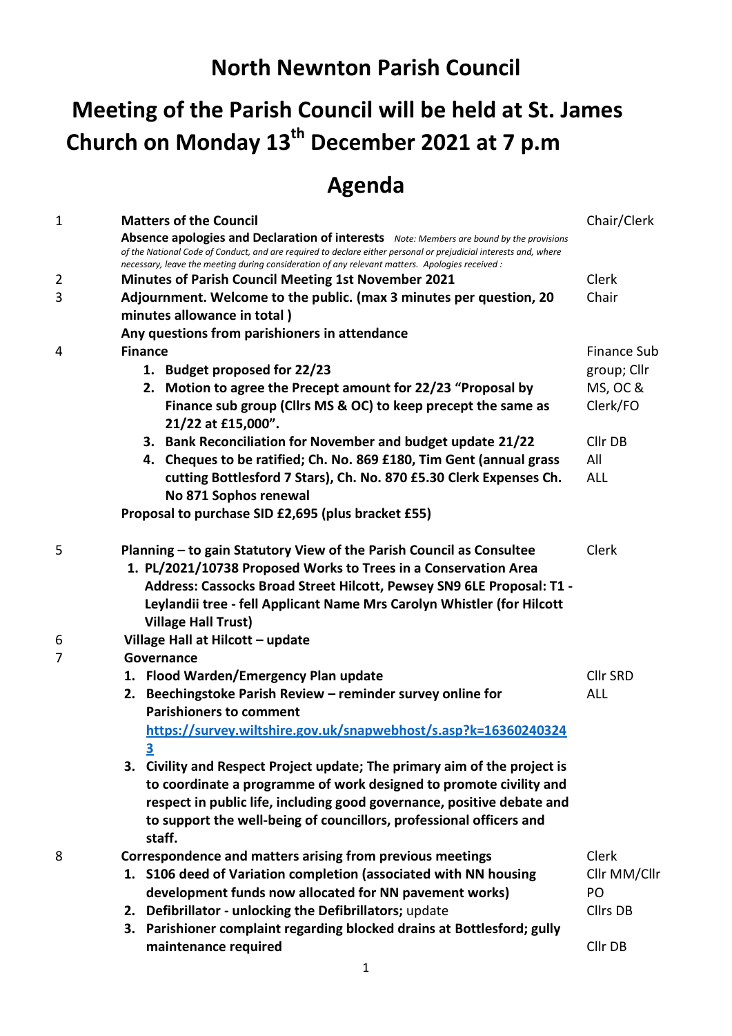# North Newnton Parish Council

## Meeting of the Parish Council will be held at St. James Church on Monday 13th December 2021 at 7 p.m

## Agenda

| No. | Item | Lead |
|---|---|---|
| 1 | **Matters of the Council**<br>**Absence apologies and Declaration of interests** *Note: Members are bound by the provisions of the National Code of Conduct, and are required to declare either personal or prejudicial interests and, where necessary, leave the meeting during consideration of any relevant matters. Apologies received :* | Chair/Clerk |
| 2 | **Minutes of Parish Council Meeting 1st November 2021** | Clerk |
| 3 | **Adjournment. Welcome to the public. (max 3 minutes per question, 20 minutes allowance in total )**<br>**Any questions from parishioners in attendance** | Chair |
| 4 | **Finance**<br>1. **Budget proposed for 22/23**<br>2. **Motion to agree the Precept amount for 22/23 "Proposal by Finance sub group (Cllrs MS & OC) to keep precept the same as 21/22 at £15,000".**<br>3. **Bank Reconciliation for November and budget update 21/22**<br>4. **Cheques to be ratified; Ch. No. 869 £180, Tim Gent (annual grass cutting Bottlesford 7 Stars), Ch. No. 870 £5.30 Clerk Expenses Ch. No 871 Sophos renewal**<br>**Proposal to purchase SID £2,695 (plus bracket £55)** | Finance Sub group; Cllr MS, OC & Clerk/FO<br>Cllr DB<br>All<br>ALL |
| 5 | **Planning – to gain Statutory View of the Parish Council as Consultee**<br>1. **PL/2021/10738 Proposed Works to Trees in a Conservation Area Address: Cassocks Broad Street Hilcott, Pewsey SN9 6LE Proposal: T1 - Leylandii tree - fell Applicant Name Mrs Carolyn Whistler (for Hilcott Village Hall Trust)** | Clerk |
| 6 | **Village Hall at Hilcott – update** | |
| 7 | **Governance**<br>1. **Flood Warden/Emergency Plan update**<br>2. **Beechingstoke Parish Review – reminder survey online for Parishioners to comment** [https://survey.wiltshire.gov.uk/snapwebhost/s.asp?k=163602403243](https://survey.wiltshire.gov.uk/snapwebhost/s.asp?k=163602403243)<br>3. **Civility and Respect Project update; The primary aim of the project is to coordinate a programme of work designed to promote civility and respect in public life, including good governance, positive debate and to support the well-being of councillors, professional officers and staff.** | Cllr SRD<br>ALL |
| 8 | **Correspondence and matters arising from previous meetings**<br>1. **S106 deed of Variation completion (associated with NN housing development funds now allocated for NN pavement works)**<br>2. **Defibrillator - unlocking the Defibrillators;** update<br>3. **Parishioner complaint regarding blocked drains at Bottlesford; gully maintenance required** | Clerk<br>Cllr MM/Cllr PO<br>Cllrs DB<br>Cllr DB |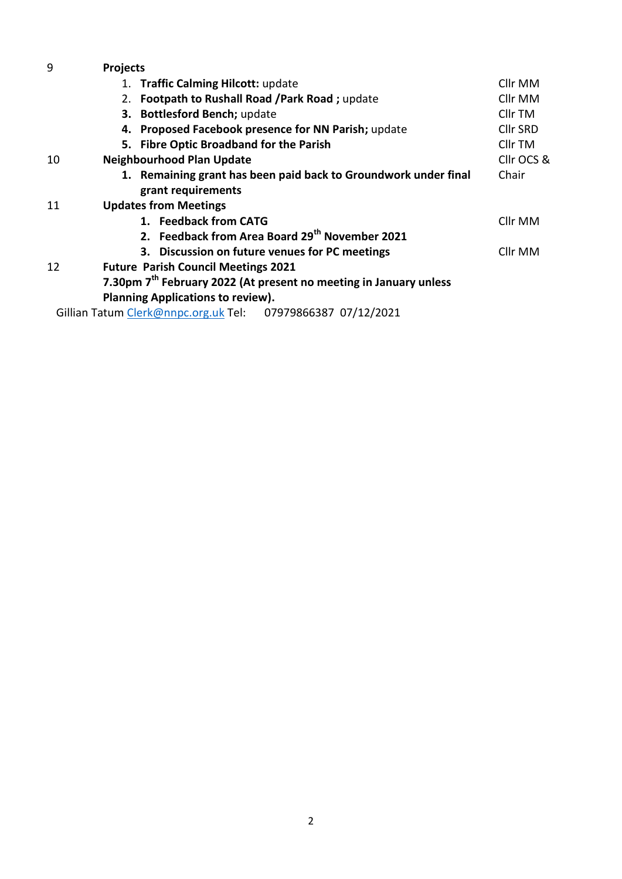| | | |
|---|---|---|
| 9 | **Projects** | |
| | 1. **Traffic Calming Hilcott:** update | Cllr MM |
| | 2. **Footpath to Rushall Road /Park Road ;** update | Cllr MM |
| | 3. **Bottlesford Bench;** update | Cllr TM |
| | 4. **Proposed Facebook presence for NN Parish;** update | Cllr SRD |
| | 5. **Fibre Optic Broadband for the Parish** | Cllr TM |
| 10 | **Neighbourhood Plan Update** | Cllr OCS & |
| | 1. **Remaining grant has been paid back to Groundwork under final grant requirements** | Chair |
| 11 | **Updates from Meetings** | |
| | 1. **Feedback from CATG** | Cllr MM |
| | 2. **Feedback from Area Board 29th November 2021** | |
| | 3. **Discussion on future venues for PC meetings** | Cllr MM |
| 12 | **Future Parish Council Meetings 2021** | |
| | **7.30pm 7th February 2022 (At present no meeting in January unless Planning Applications to review).** | |

Gillian Tatum Clerk@nnpc.org.uk Tel: 07979866387 07/12/2021